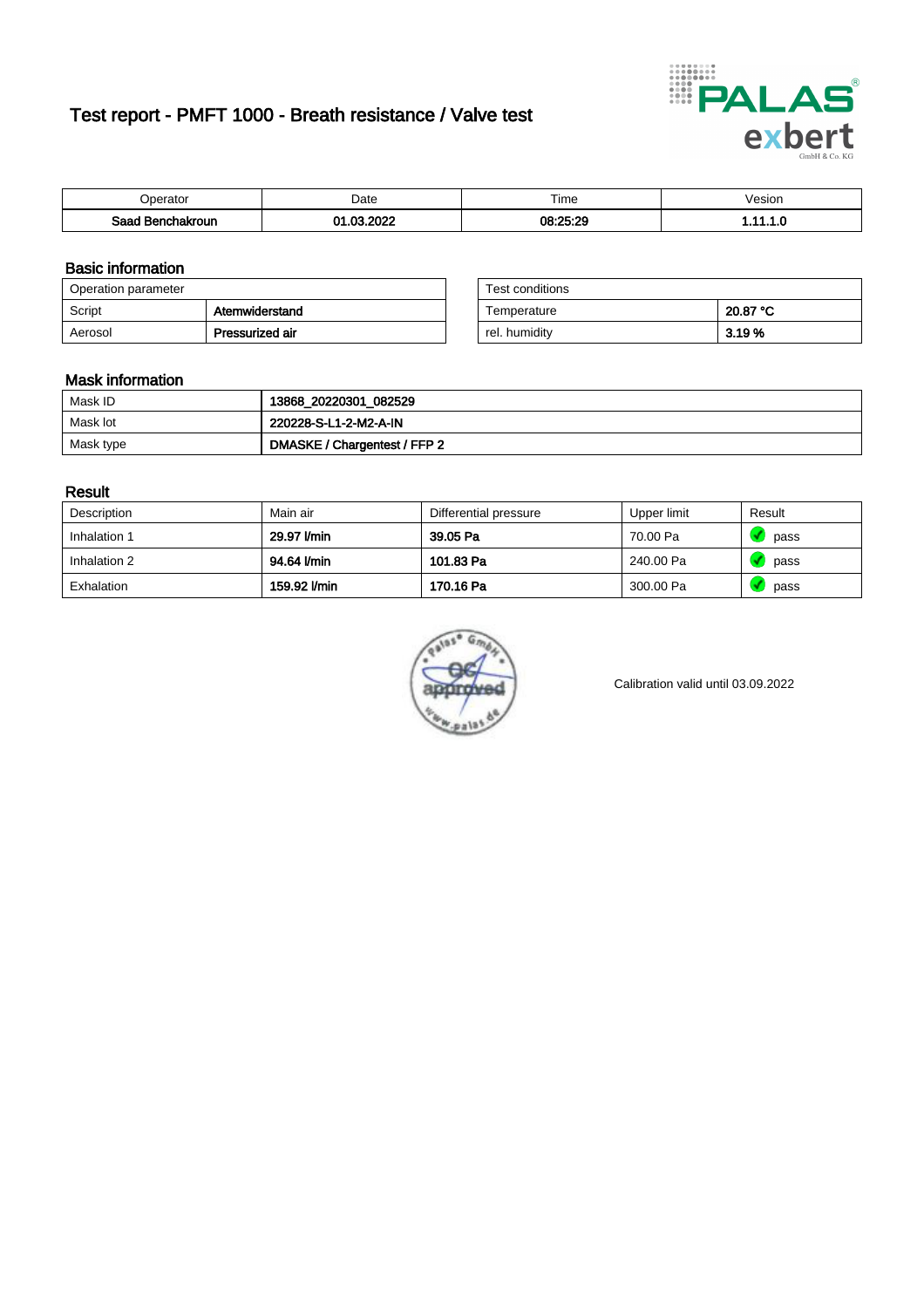# Test report - PMFT 1000 - Breath resistance / Valve test

| Operator | Date | Time | Vesion |
|---|---|---|---|
| **Saad Benchakroun** | **01.03.2022** | **08:25:29** | **1.11.1.0** |

## Basic information

| Operation parameter | |
|---|---|
| Script | **Atemwiderstand** |
| Aerosol | **Pressurized air** |

| Test conditions | |
|---|---|
| Temperature | **20.87 °C** |
| rel. humidity | **3.19 %** |

## Mask information

| | |
|---|---|
| Mask ID | **13868_20220301_082529** |
| Mask lot | **220228-S-L1-2-M2-A-IN** |
| Mask type | **DMASKE / Chargentest / FFP 2** |

## Result

| Description | Main air | Differential pressure | Upper limit | Result |
|---|---|---|---|---|
| Inhalation 1 | **29.97 l/min** | **39.05 Pa** | 70.00 Pa | pass |
| Inhalation 2 | **94.64 l/min** | **101.83 Pa** | 240.00 Pa | pass |
| Exhalation | **159.92 l/min** | **170.16 Pa** | 300.00 Pa | pass |

Calibration valid until 03.09.2022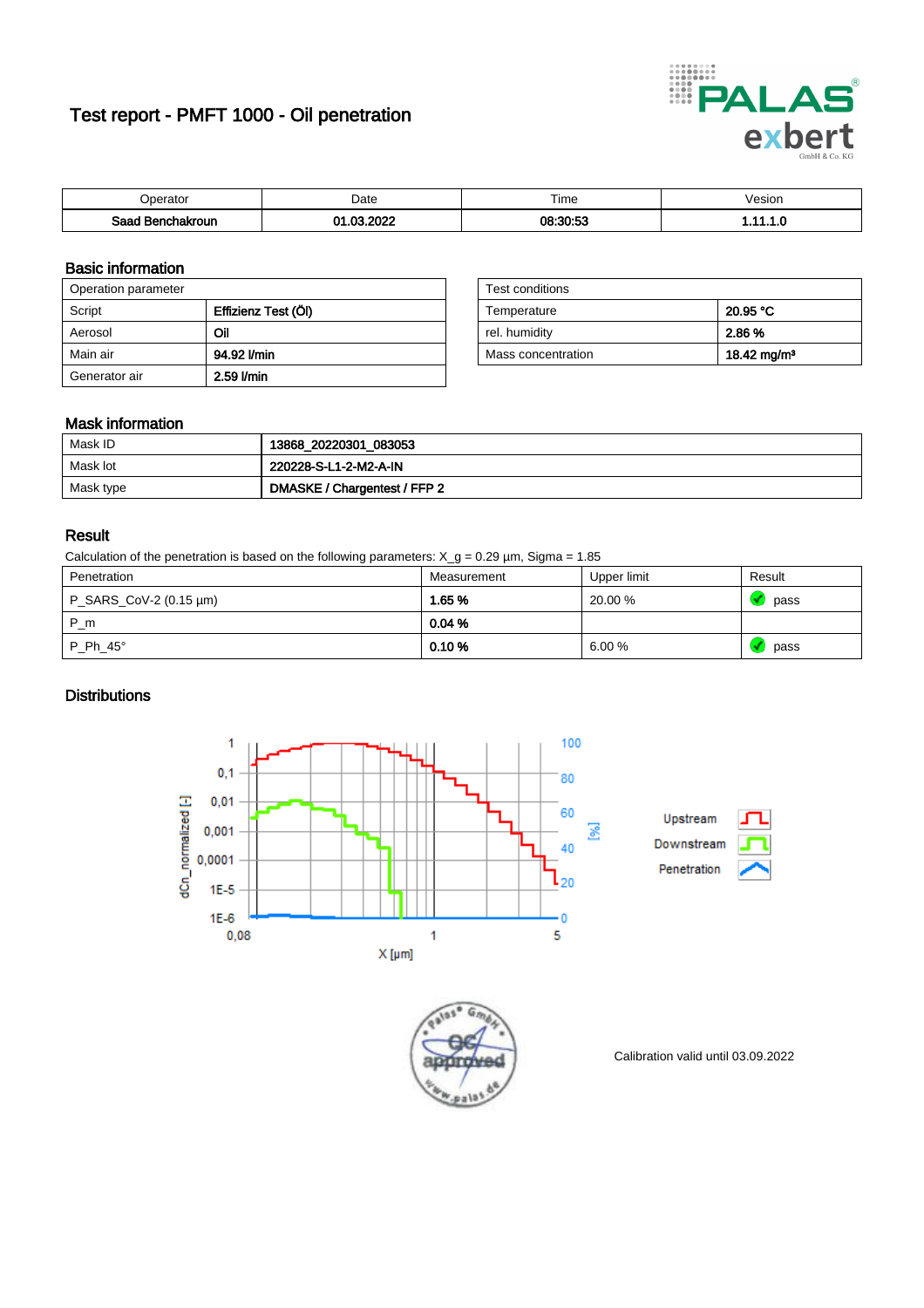# Test report - PMFT 1000 - Oil penetration

| Operator | Date | Time | Vesion |
|---|---|---|---|
| **Saad Benchakroun** | **01.03.2022** | **08:30:53** | **1.11.1.0** |

## Basic information

| Operation parameter | |
|---|---|
| Script | **Effizienz Test (Öl)** |
| Aerosol | **Oil** |
| Main air | **94.92 l/min** |
| Generator air | **2.59 l/min** |

| Test conditions | |
|---|---|
| Temperature | **20.95 °C** |
| rel. humidity | **2.86 %** |
| Mass concentration | **18.42 mg/m³** |

## Mask information

| | |
|---|---|
| Mask ID | **13868_20220301_083053** |
| Mask lot | **220228-S-L1-2-M2-A-IN** |
| Mask type | **DMASKE / Chargentest / FFP 2** |

## Result

Calculation of the penetration is based on the following parameters: X_g = 0.29 µm, Sigma = 1.85

| Penetration | Measurement | Upper limit | Result |
|---|---|---|---|
| P_SARS_CoV-2 (0.15 µm) | **1.65 %** | 20.00 % | pass |
| P_m | **0.04 %** | | |
| P_Ph_45° | **0.10 %** | 6.00 % | pass |

## Distributions

dCn_normalized [-]
1
0,1
0,01
0,001
0,0001
1E-5
1E-6
0,08
1
5
X [µm]
[%]
100
80
60
40
20
0
Upstream
Downstream
Penetration

QC approved

Calibration valid until 03.09.2022